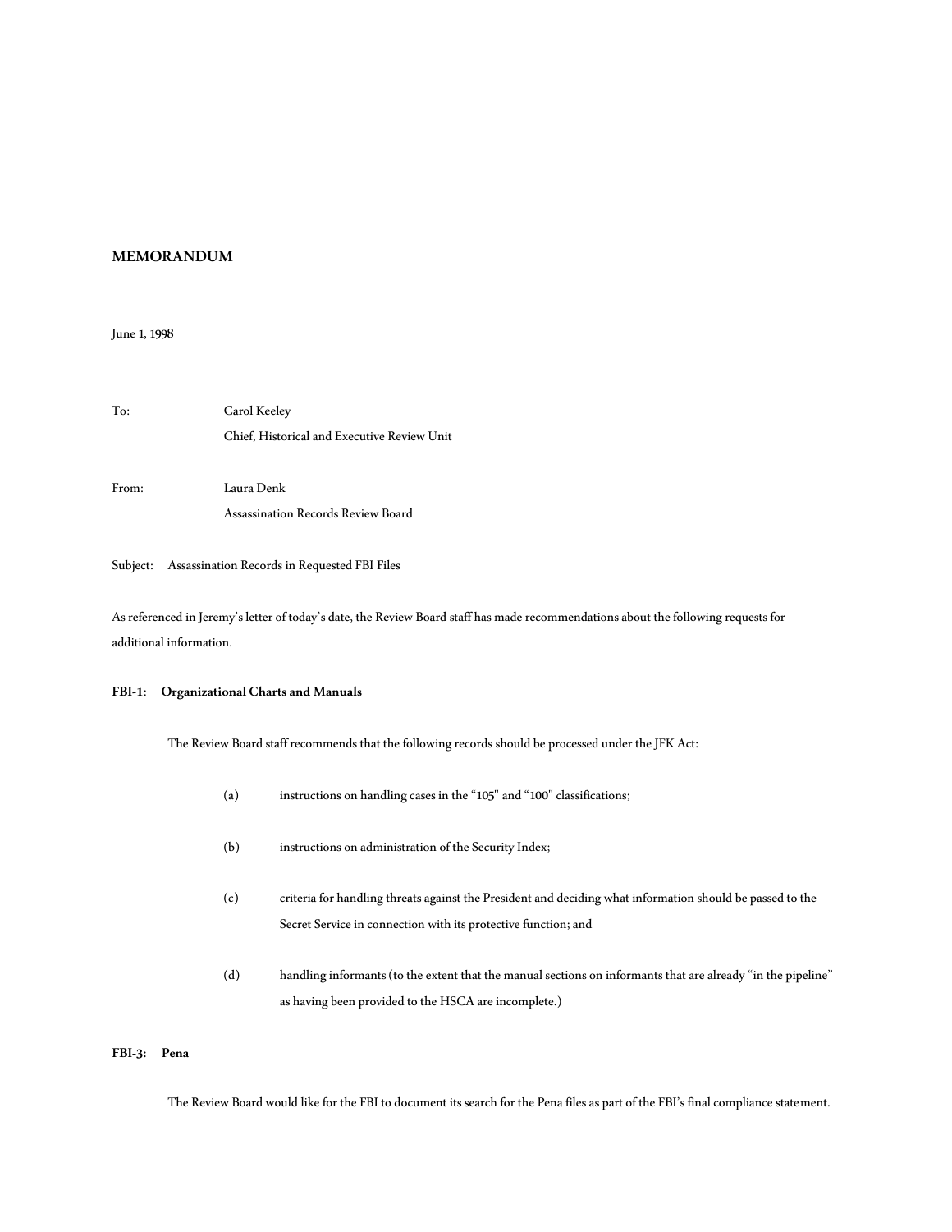**MEMORANDUM**

June 1, 1998

To: Carol Keeley
Chief, Historical and Executive Review Unit

From: Laura Denk
Assassination Records Review Board

Subject: Assassination Records in Requested FBI Files

As referenced in Jeremy's letter of today's date, the Review Board staff has made recommendations about the following requests for additional information.

**FBI-1: Organizational Charts and Manuals**

The Review Board staff recommends that the following records should be processed under the JFK Act:

(a) instructions on handling cases in the "105" and "100" classifications;

(b) instructions on administration of the Security Index;

(c) criteria for handling threats against the President and deciding what information should be passed to the Secret Service in connection with its protective function; and

(d) handling informants (to the extent that the manual sections on informants that are already "in the pipeline" as having been provided to the HSCA are incomplete.)

**FBI-3: Pena**

The Review Board would like for the FBI to document its search for the Pena files as part of the FBI's final compliance statement.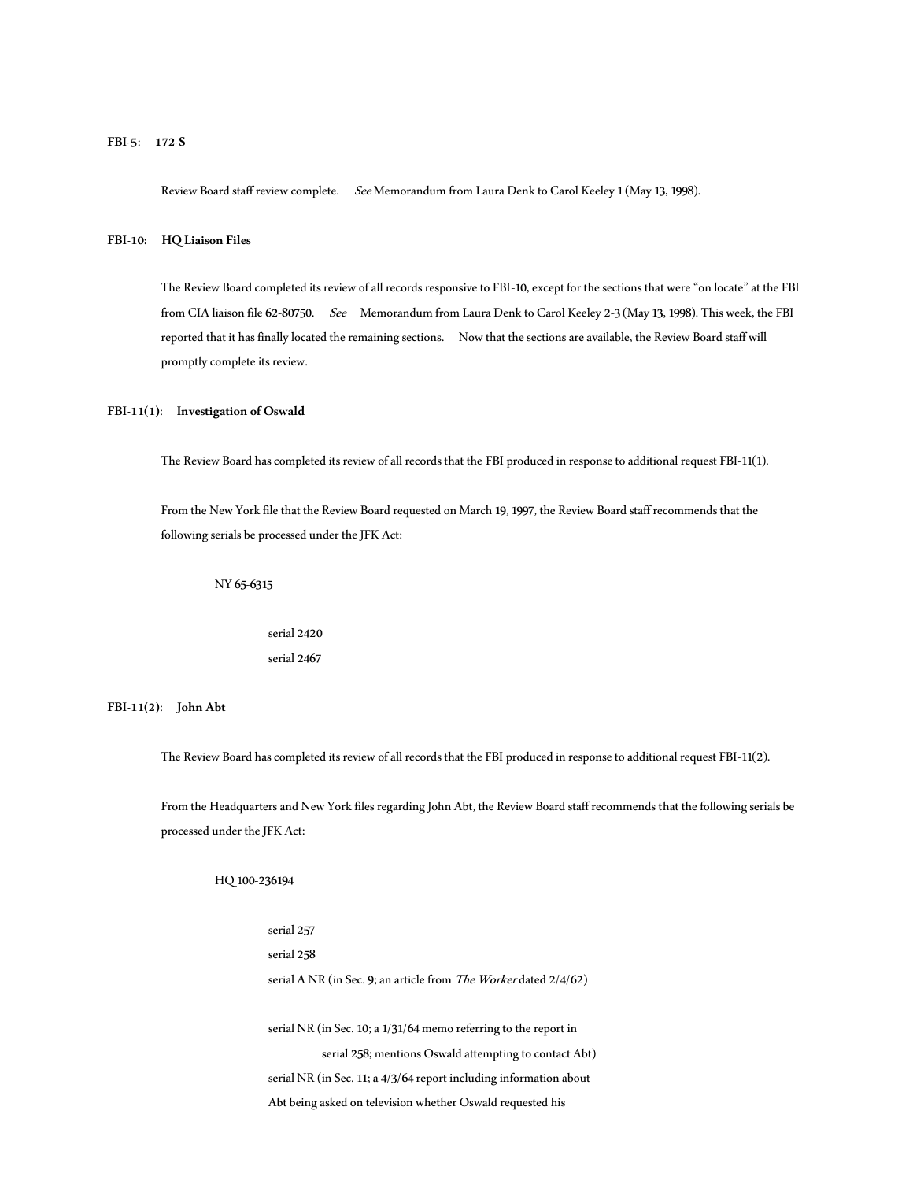**FBI-5: 172-S**

Review Board staff review complete. *See* Memorandum from Laura Denk to Carol Keeley 1 (May 13, 1998).

**FBI-10: HQ Liaison Files**

The Review Board completed its review of all records responsive to FBI-10, except for the sections that were "on locate" at the FBI from CIA liaison file 62-80750. *See* Memorandum from Laura Denk to Carol Keeley 2-3 (May 13, 1998). This week, the FBI reported that it has finally located the remaining sections. Now that the sections are available, the Review Board staff will promptly complete its review.

**FBI-11(1): Investigation of Oswald**

The Review Board has completed its review of all records that the FBI produced in response to additional request FBI-11(1).

From the New York file that the Review Board requested on March 19, 1997, the Review Board staff recommends that the following serials be processed under the JFK Act:

NY 65-6315

- serial 2420
- serial 2467

**FBI-11(2): John Abt**

The Review Board has completed its review of all records that the FBI produced in response to additional request FBI-11(2).

From the Headquarters and New York files regarding John Abt, the Review Board staff recommends that the following serials be processed under the JFK Act:

HQ 100-236194

- serial 257
- serial 258
- serial A NR (in Sec. 9; an article from *The Worker* dated 2/4/62)
- serial NR (in Sec. 10; a 1/31/64 memo referring to the report in serial 258; mentions Oswald attempting to contact Abt)
- serial NR (in Sec. 11; a 4/3/64 report including information about Abt being asked on television whether Oswald requested his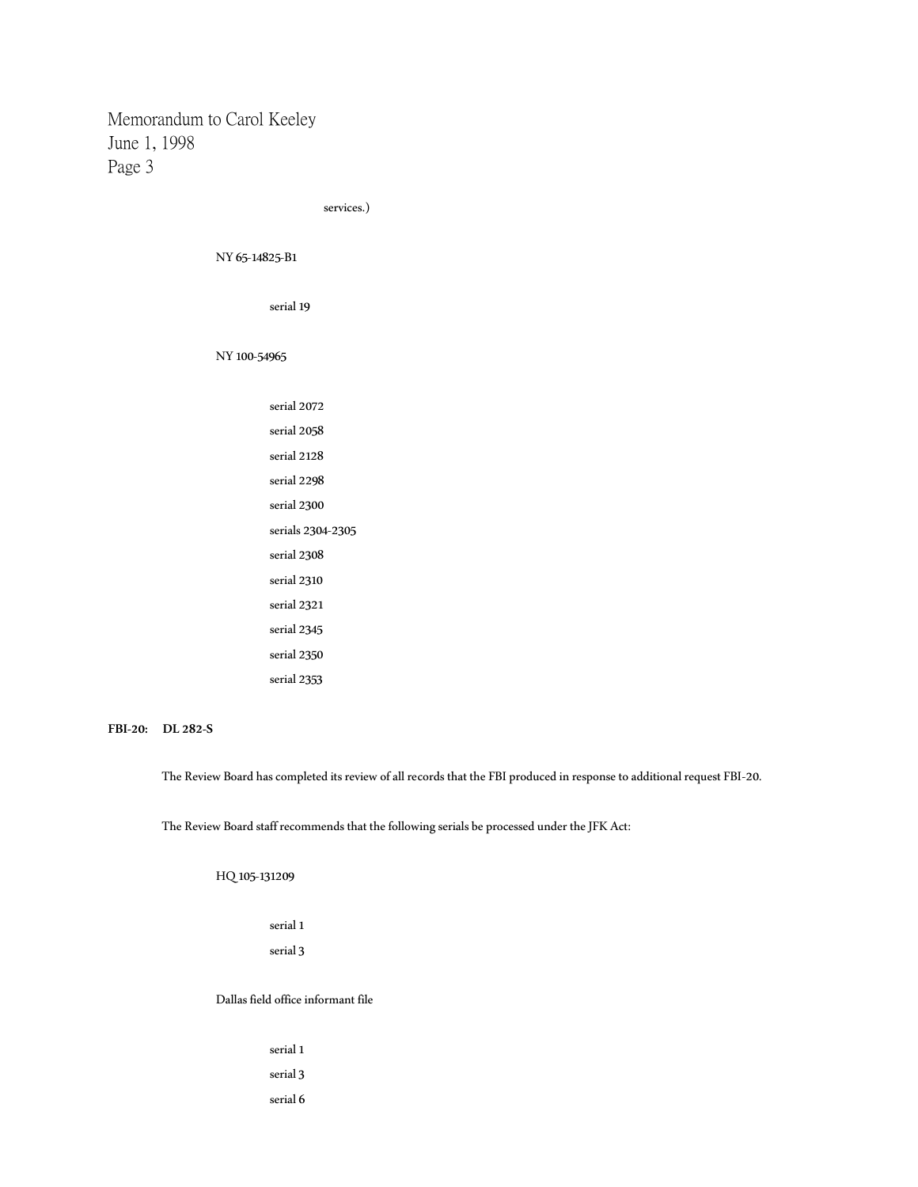services.)

NY 65-14825-B1

serial 19

NY 100-54965

serial 2072
serial 2058
serial 2128
serial 2298
serial 2300
serials 2304-2305
serial 2308
serial 2310
serial 2321
serial 2345
serial 2350
serial 2353

**FBI-20: DL 282-S**

The Review Board has completed its review of all records that the FBI produced in response to additional request FBI-20.

The Review Board staff recommends that the following serials be processed under the JFK Act:

HQ 105-131209

serial 1
serial 3

Dallas field office informant file

serial 1
serial 3
serial 6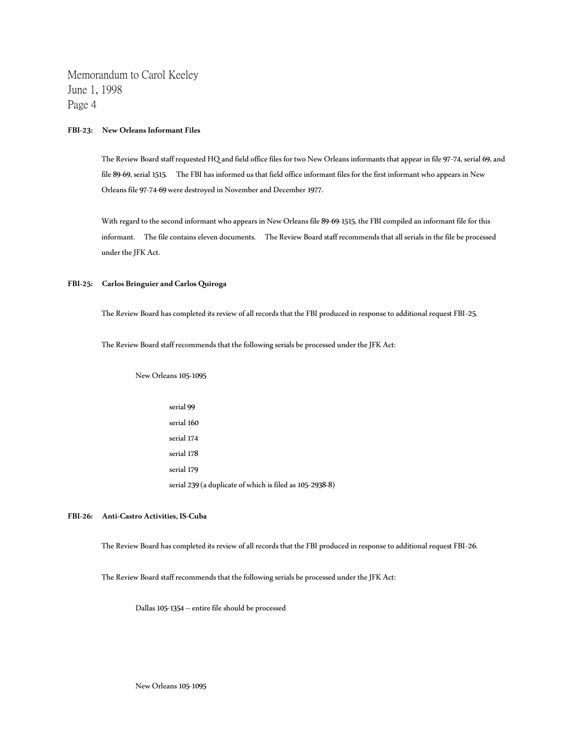**FBI-23: New Orleans Informant Files**

The Review Board staff requested HQ and field office files for two New Orleans informants that appear in file 97-74, serial 69, and file 89-69, serial 1515. The FBI has informed us that field office informant files for the first informant who appears in New Orleans file 97-74-69 were destroyed in November and December 1977.

With regard to the second informant who appears in New Orleans file 89-69-1515, the FBI compiled an informant file for this informant. The file contains eleven documents. The Review Board staff recommends that all serials in the file be processed under the JFK Act.

**FBI-25: Carlos Bringuier and Carlos Quiroga**

The Review Board has completed its review of all records that the FBI produced in response to additional request FBI-25.

The Review Board staff recommends that the following serials be processed under the JFK Act:

New Orleans 105-1095

- serial 99
- serial 160
- serial 174
- serial 178
- serial 179
- serial 239 (a duplicate of which is filed as 105-2938-8)

**FBI-26: Anti-Castro Activities, IS-Cuba**

The Review Board has completed its review of all records that the FBI produced in response to additional request FBI-26.

The Review Board staff recommends that the following serials be processed under the JFK Act:

Dallas 105-1354 -- entire file should be processed

New Orleans 105-1095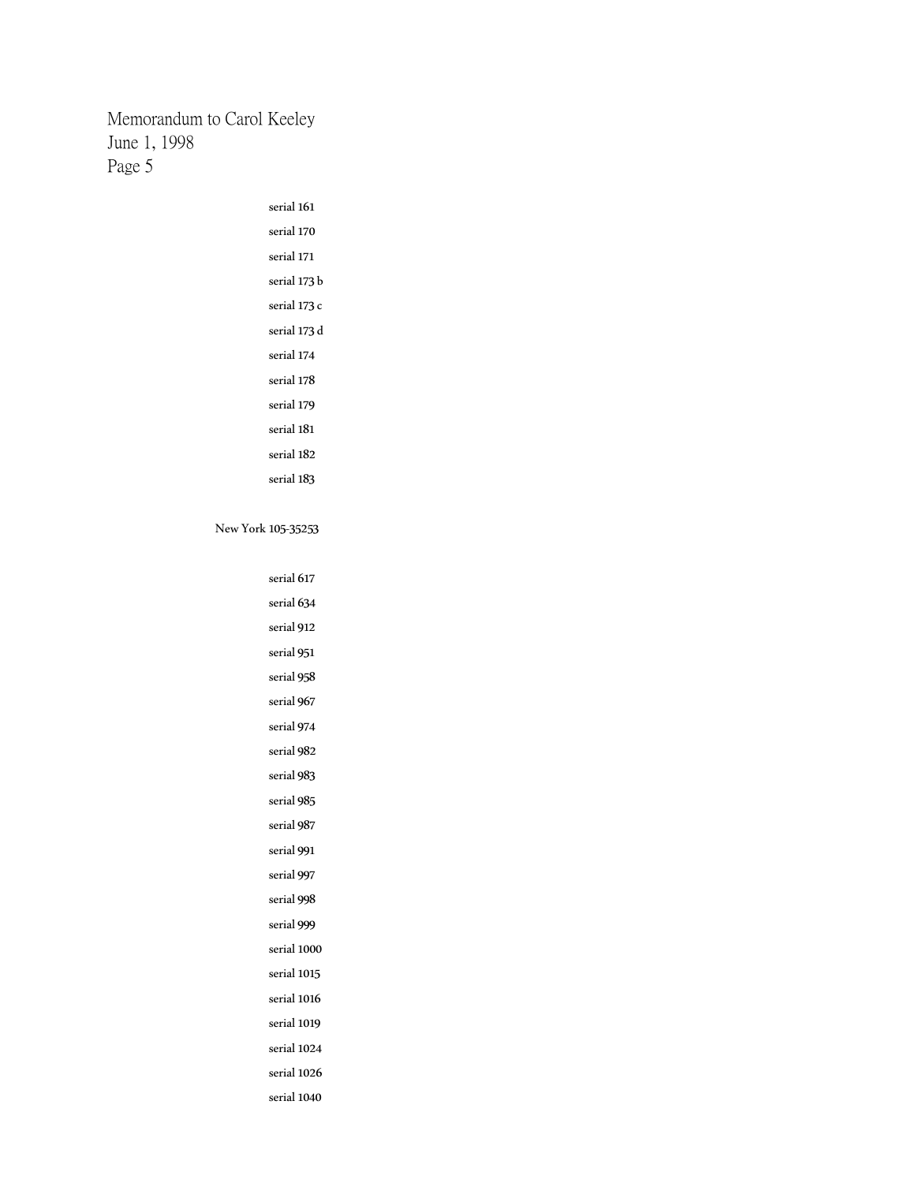serial 161

serial 170

serial 171

serial 173 b

serial 173 c

serial 173 d

serial 174

serial 178

serial 179

serial 181

serial 182

serial 183

New York 105-35253

serial 617

serial 634

serial 912

serial 951

serial 958

serial 967

serial 974

serial 982

serial 983

serial 985

serial 987

serial 991

serial 997

serial 998

serial 999

serial 1000

serial 1015

serial 1016

serial 1019

serial 1024

serial 1026

serial 1040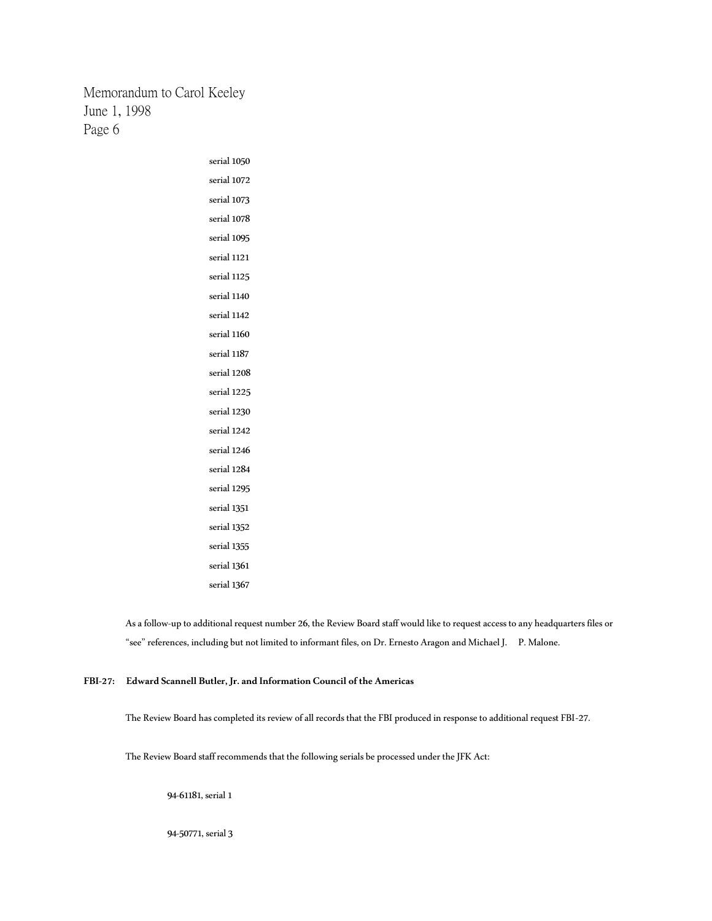serial 1050

serial 1072

serial 1073

serial 1078

serial 1095

serial 1121

serial 1125

serial 1140

serial 1142

serial 1160

serial 1187

serial 1208

serial 1225

serial 1230

serial 1242

serial 1246

serial 1284

serial 1295

serial 1351

serial 1352

serial 1355

serial 1361

serial 1367

As a follow-up to additional request number 26, the Review Board staff would like to request access to any headquarters files or "see" references, including but not limited to informant files, on Dr. Ernesto Aragon and Michael J. P. Malone.

**FBI-27: Edward Scannell Butler, Jr. and Information Council of the Americas**

The Review Board has completed its review of all records that the FBI produced in response to additional request FBI-27.

The Review Board staff recommends that the following serials be processed under the JFK Act:

94-61181, serial 1

94-50771, serial 3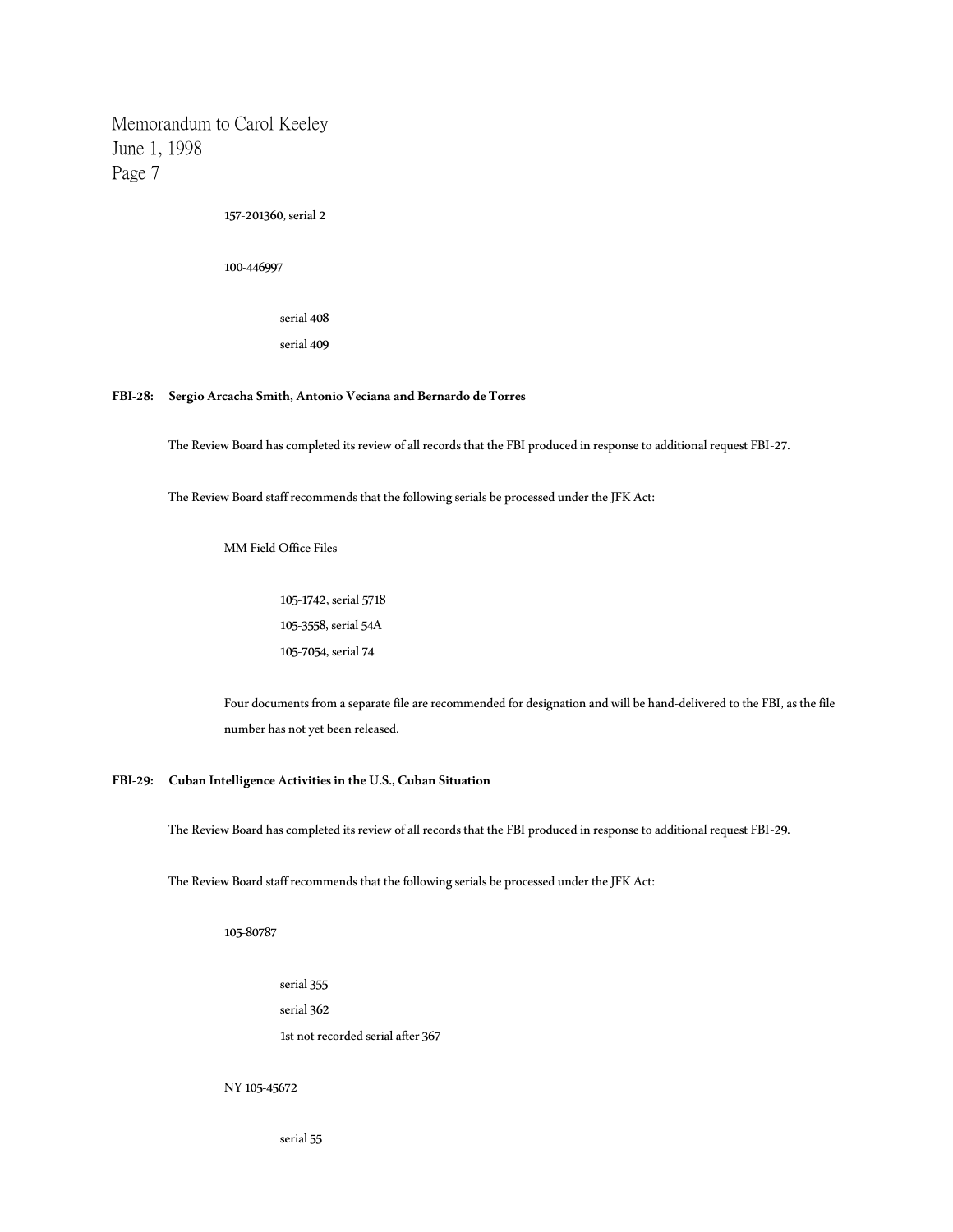157-201360, serial 2

100-446997

- serial 408
- serial 409

**FBI-28: Sergio Arcacha Smith, Antonio Veciana and Bernardo de Torres**

The Review Board has completed its review of all records that the FBI produced in response to additional request FBI-27.

The Review Board staff recommends that the following serials be processed under the JFK Act:

MM Field Office Files

- 105-1742, serial 5718
- 105-3558, serial 54A
- 105-7054, serial 74

Four documents from a separate file are recommended for designation and will be hand-delivered to the FBI, as the file number has not yet been released.

**FBI-29: Cuban Intelligence Activities in the U.S., Cuban Situation**

The Review Board has completed its review of all records that the FBI produced in response to additional request FBI-29.

The Review Board staff recommends that the following serials be processed under the JFK Act:

105-80787

- serial 355
- serial 362
- 1st not recorded serial after 367

NY 105-45672

- serial 55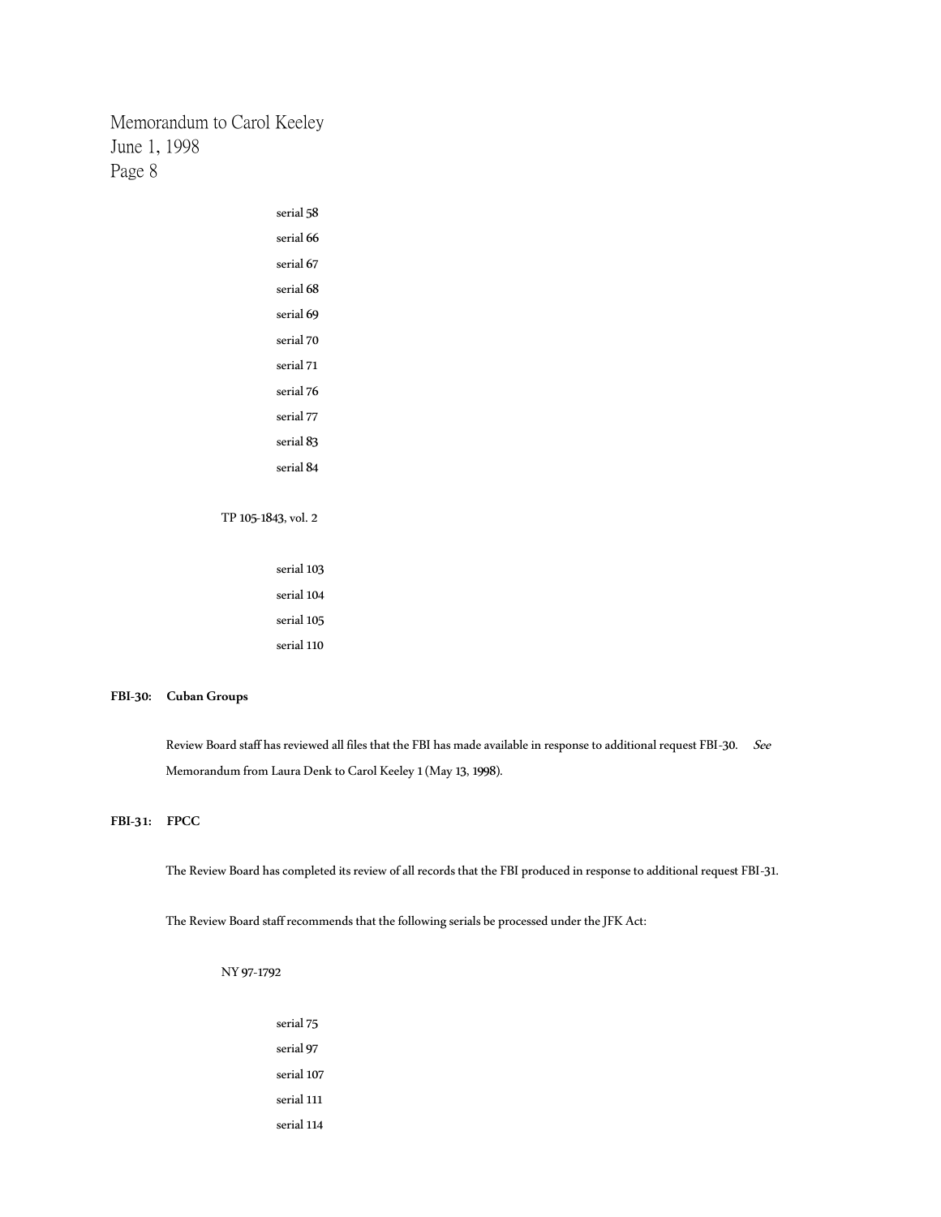serial 58

serial 66

serial 67

serial 68

serial 69

serial 70

serial 71

serial 76

serial 77

serial 83

serial 84

TP 105-1843, vol. 2

serial 103

serial 104

serial 105

serial 110

**FBI-30: Cuban Groups**

Review Board staff has reviewed all files that the FBI has made available in response to additional request FBI-30. *See* Memorandum from Laura Denk to Carol Keeley 1 (May 13, 1998).

**FBI-31: FPCC**

The Review Board has completed its review of all records that the FBI produced in response to additional request FBI-31.

The Review Board staff recommends that the following serials be processed under the JFK Act:

NY 97-1792

serial 75

serial 97

serial 107

serial 111

serial 114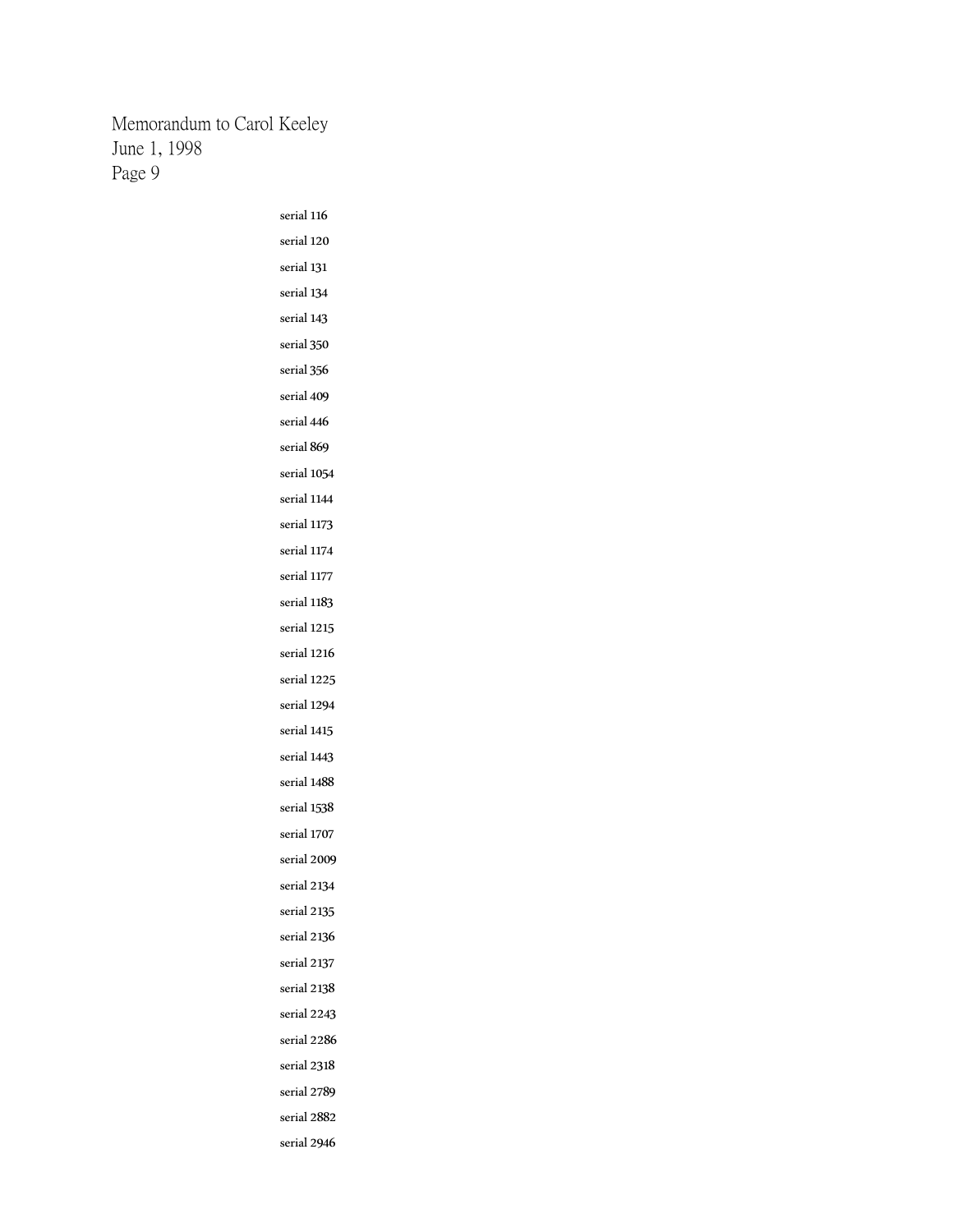serial 116

serial 120

serial 131

serial 134

serial 143

serial 350

serial 356

serial 409

serial 446

serial 869

serial 1054

serial 1144

serial 1173

serial 1174

serial 1177

serial 1183

serial 1215

serial 1216

serial 1225

serial 1294

serial 1415

serial 1443

serial 1488

serial 1538

serial 1707

serial 2009

serial 2134

serial 2135

serial 2136

serial 2137

serial 2138

serial 2243

serial 2286

serial 2318

serial 2789

serial 2882

serial 2946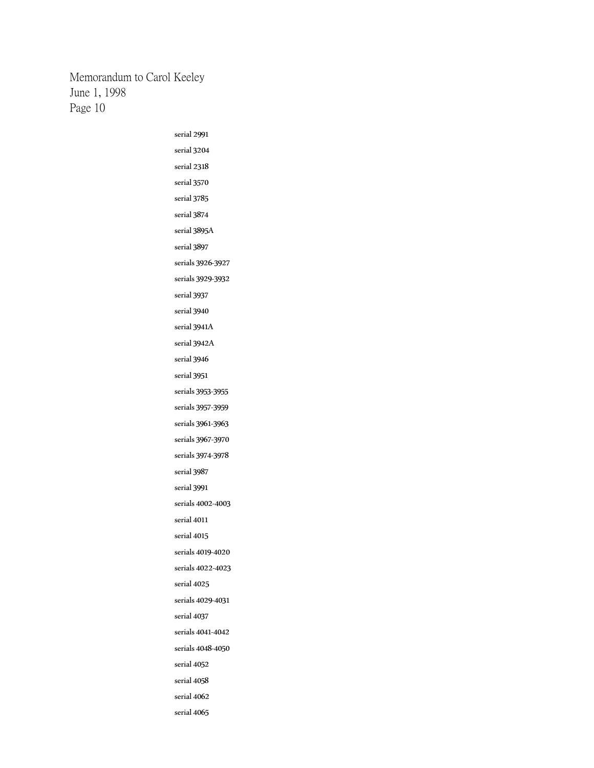serial 2991

serial 3204

serial 2318

serial 3570

serial 3785

serial 3874

serial 3895A

serial 3897

serials 3926-3927

serials 3929-3932

serial 3937

serial 3940

serial 3941A

serial 3942A

serial 3946

serial 3951

serials 3953-3955

serials 3957-3959

serials 3961-3963

serials 3967-3970

serials 3974-3978

serial 3987

serial 3991

serials 4002-4003

serial 4011

serial 4015

serials 4019-4020

serials 4022-4023

serial 4025

serials 4029-4031

serial 4037

serials 4041-4042

serials 4048-4050

serial 4052

serial 4058

serial 4062

serial 4065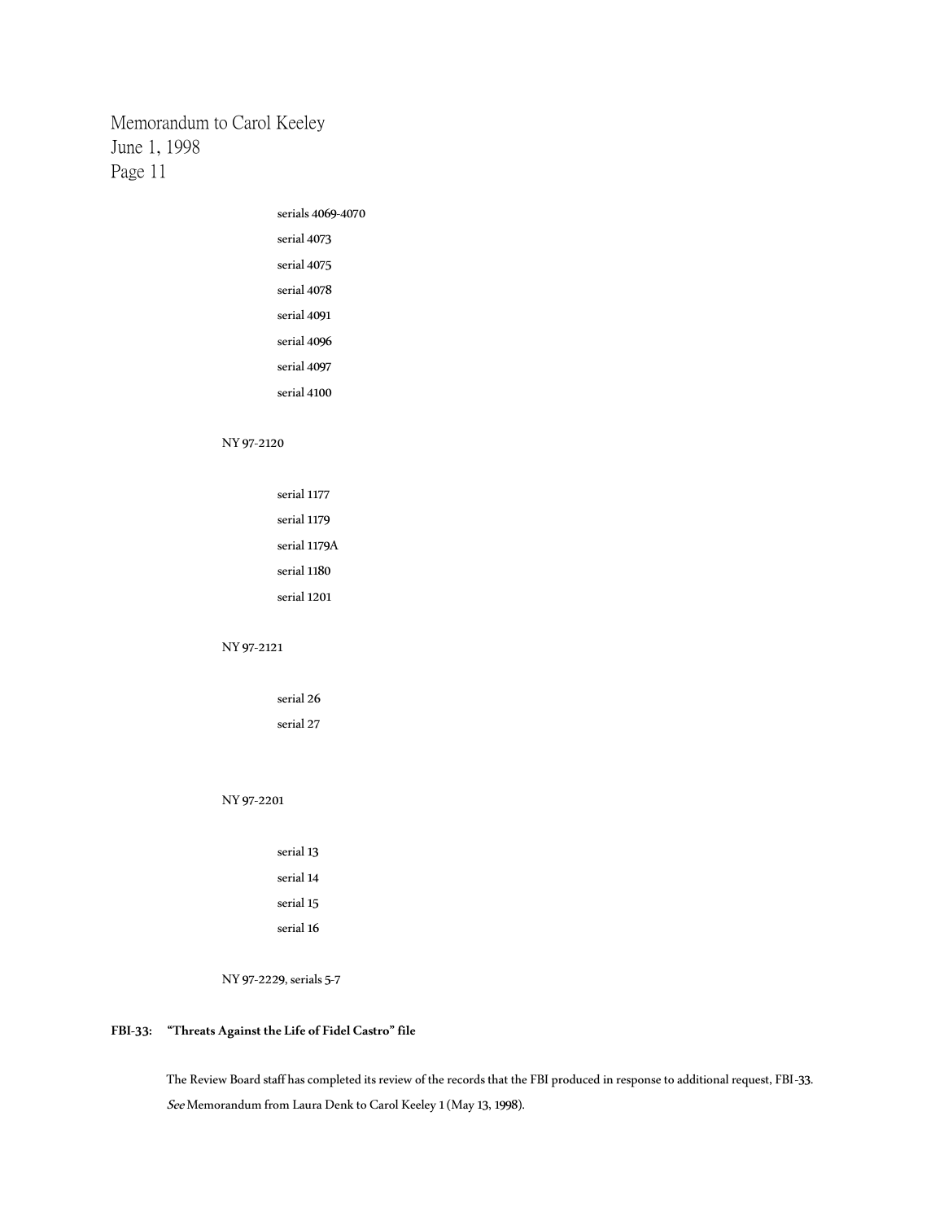serials 4069-4070

serial 4073

serial 4075

serial 4078

serial 4091

serial 4096

serial 4097

serial 4100

NY 97-2120

serial 1177

serial 1179

serial 1179A

serial 1180

serial 1201

NY 97-2121

serial 26

serial 27

NY 97-2201

serial 13

serial 14

serial 15

serial 16

NY 97-2229, serials 5-7

**FBI-33: "Threats Against the Life of Fidel Castro" file**

The Review Board staff has completed its review of the records that the FBI produced in response to additional request, FBI-33. *See* Memorandum from Laura Denk to Carol Keeley 1 (May 13, 1998).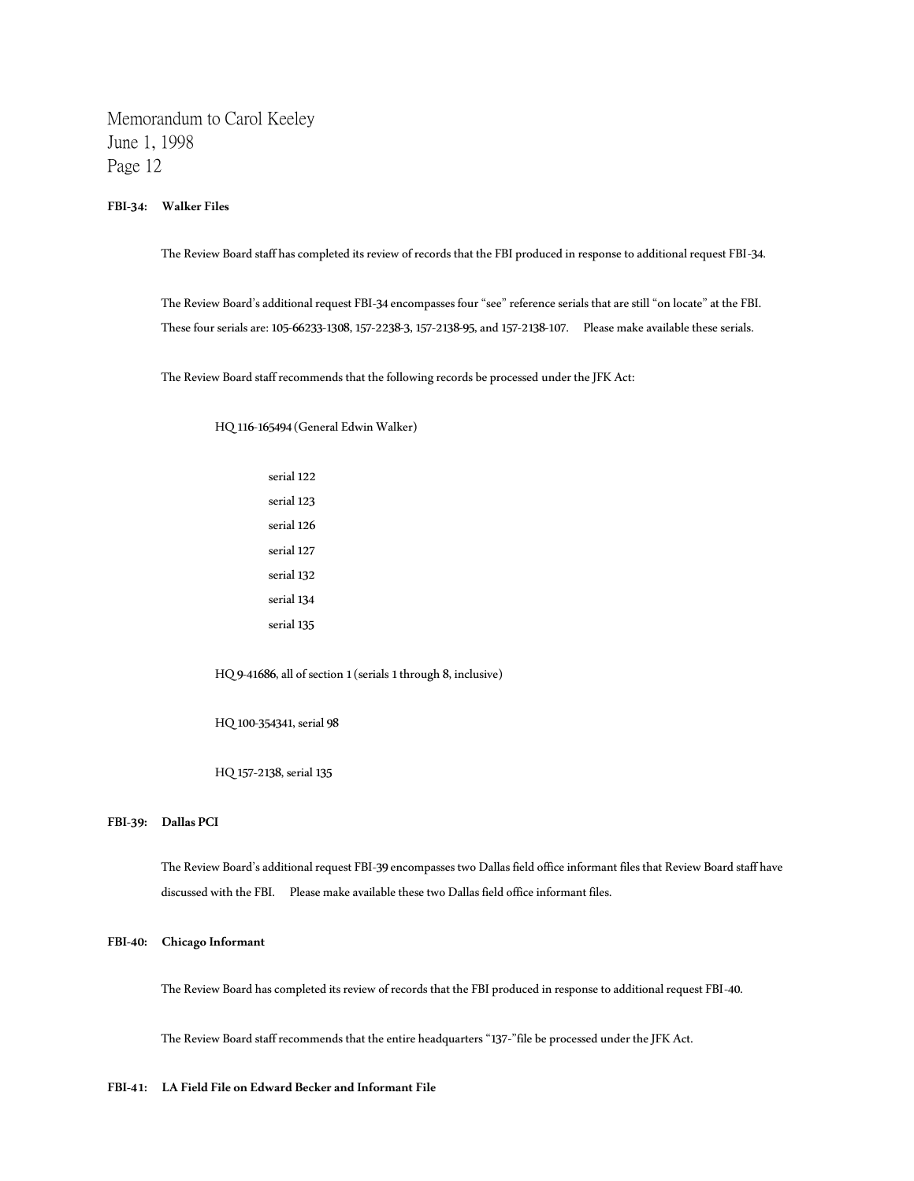Memorandum to Carol Keeley
June 1, 1998

**FBI-34: Walker Files**

The Review Board staff has completed its review of records that the FBI produced in response to additional request FBI-34.

The Review Board's additional request FBI-34 encompasses four "see" reference serials that are still "on locate" at the FBI. These four serials are: 105-66233-1308, 157-2238-3, 157-2138-95, and 157-2138-107. Please make available these serials.

The Review Board staff recommends that the following records be processed under the JFK Act:

HQ 116-165494 (General Edwin Walker)

serial 122
serial 123
serial 126
serial 127
serial 132
serial 134
serial 135

HQ 9-41686, all of section 1 (serials 1 through 8, inclusive)

HQ 100-354341, serial 98

HQ 157-2138, serial 135

**FBI-39: Dallas PCI**

The Review Board's additional request FBI-39 encompasses two Dallas field office informant files that Review Board staff have discussed with the FBI. Please make available these two Dallas field office informant files.

**FBI-40: Chicago Informant**

The Review Board has completed its review of records that the FBI produced in response to additional request FBI-40.

The Review Board staff recommends that the entire headquarters "137-"file be processed under the JFK Act.

**FBI-41: LA Field File on Edward Becker and Informant File**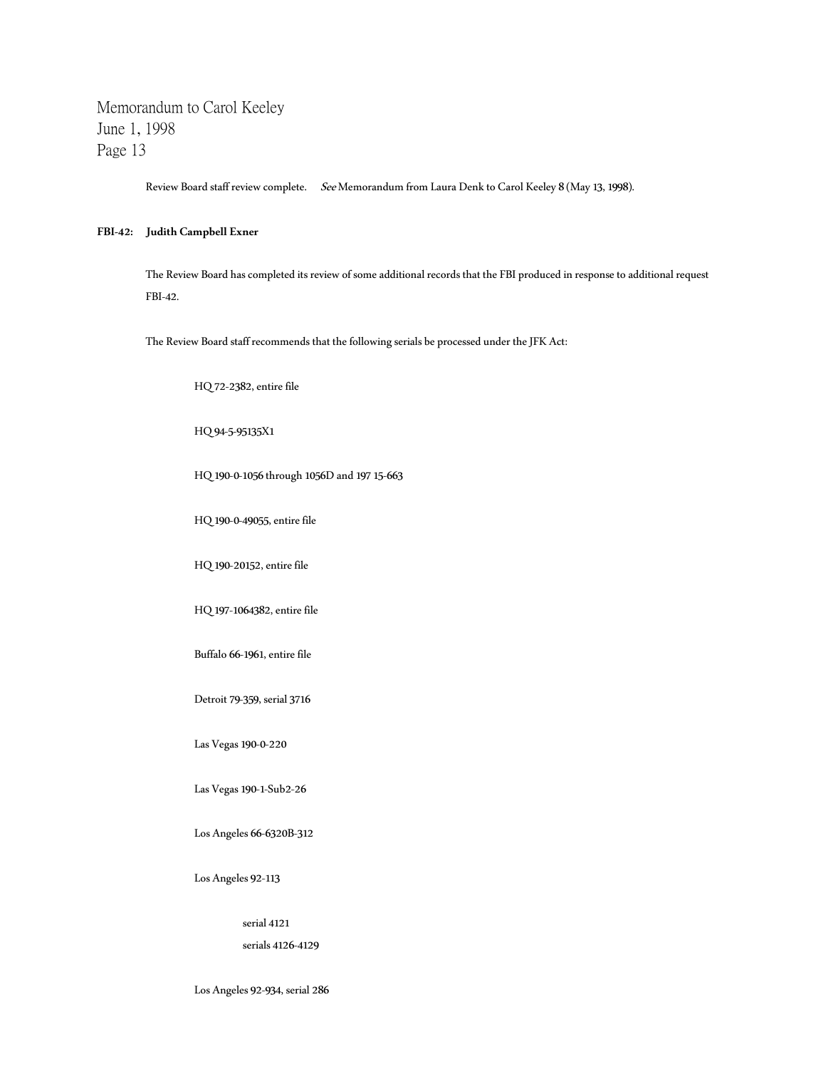Review Board staff review complete. *See* Memorandum from Laura Denk to Carol Keeley 8 (May 13, 1998).

**FBI-42: Judith Campbell Exner**

The Review Board has completed its review of some additional records that the FBI produced in response to additional request FBI-42.

The Review Board staff recommends that the following serials be processed under the JFK Act:

HQ 72-2382, entire file

HQ 94-5-95135X1

HQ 190-0-1056 through 1056D and 197 15-663

HQ 190-0-49055, entire file

HQ 190-20152, entire file

HQ 197-1064382, entire file

Buffalo 66-1961, entire file

Detroit 79-359, serial 3716

Las Vegas 190-0-220

Las Vegas 190-1-Sub2-26

Los Angeles 66-6320B-312

Los Angeles 92-113

- serial 4121
- serials 4126-4129

Los Angeles 92-934, serial 286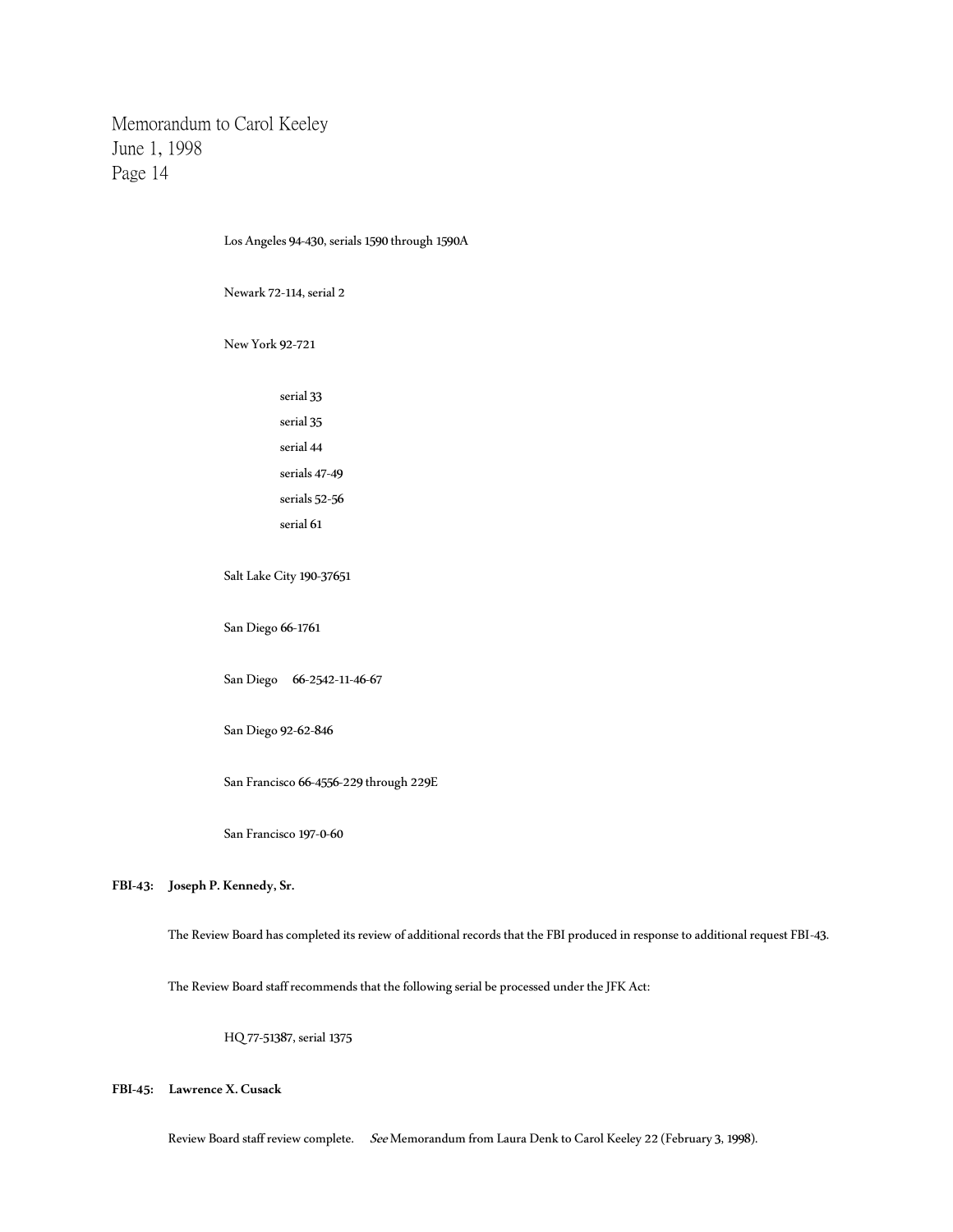Los Angeles 94-430, serials 1590 through 1590A

Newark 72-114, serial 2

New York 92-721

- serial 33
- serial 35
- serial 44
- serials 47-49
- serials 52-56
- serial 61

Salt Lake City 190-37651

San Diego 66-1761

San Diego 66-2542-11-46-67

San Diego 92-62-846

San Francisco 66-4556-229 through 229E

San Francisco 197-0-60

**FBI-43: Joseph P. Kennedy, Sr.**

The Review Board has completed its review of additional records that the FBI produced in response to additional request FBI-43.

The Review Board staff recommends that the following serial be processed under the JFK Act:

HQ 77-51387, serial 1375

**FBI-45: Lawrence X. Cusack**

Review Board staff review complete. *See* Memorandum from Laura Denk to Carol Keeley 22 (February 3, 1998).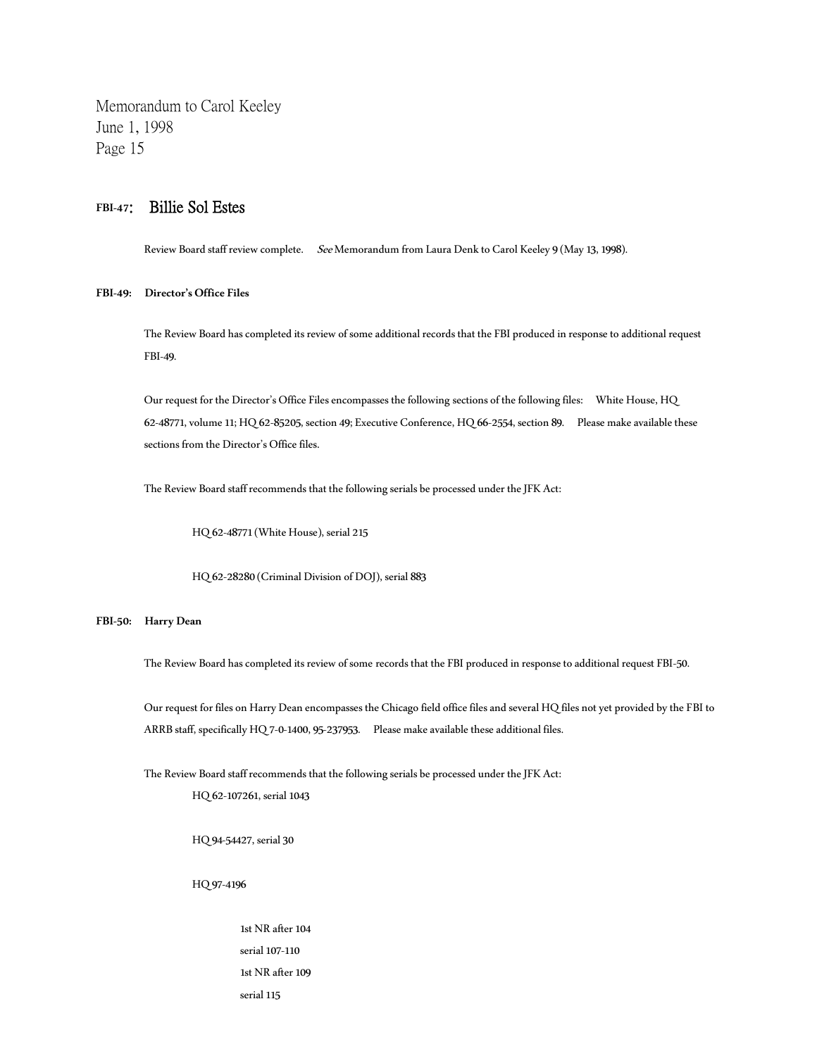## FBI-47: Billie Sol Estes

Review Board staff review complete. *See* Memorandum from Laura Denk to Carol Keeley 9 (May 13, 1998).

**FBI-49: Director's Office Files**

The Review Board has completed its review of some additional records that the FBI produced in response to additional request FBI-49.

Our request for the Director's Office Files encompasses the following sections of the following files: White House, HQ 62-48771, volume 11; HQ 62-85205, section 49; Executive Conference, HQ 66-2554, section 89. Please make available these sections from the Director's Office files.

The Review Board staff recommends that the following serials be processed under the JFK Act:

HQ 62-48771 (White House), serial 215

HQ 62-28280 (Criminal Division of DOJ), serial 883

**FBI-50: Harry Dean**

The Review Board has completed its review of some records that the FBI produced in response to additional request FBI-50.

Our request for files on Harry Dean encompasses the Chicago field office files and several HQ files not yet provided by the FBI to ARRB staff, specifically HQ 7-0-1400, 95-237953. Please make available these additional files.

The Review Board staff recommends that the following serials be processed under the JFK Act:

HQ 62-107261, serial 1043

HQ 94-54427, serial 30

HQ 97-4196

- 1st NR after 104
- serial 107-110
- 1st NR after 109
- serial 115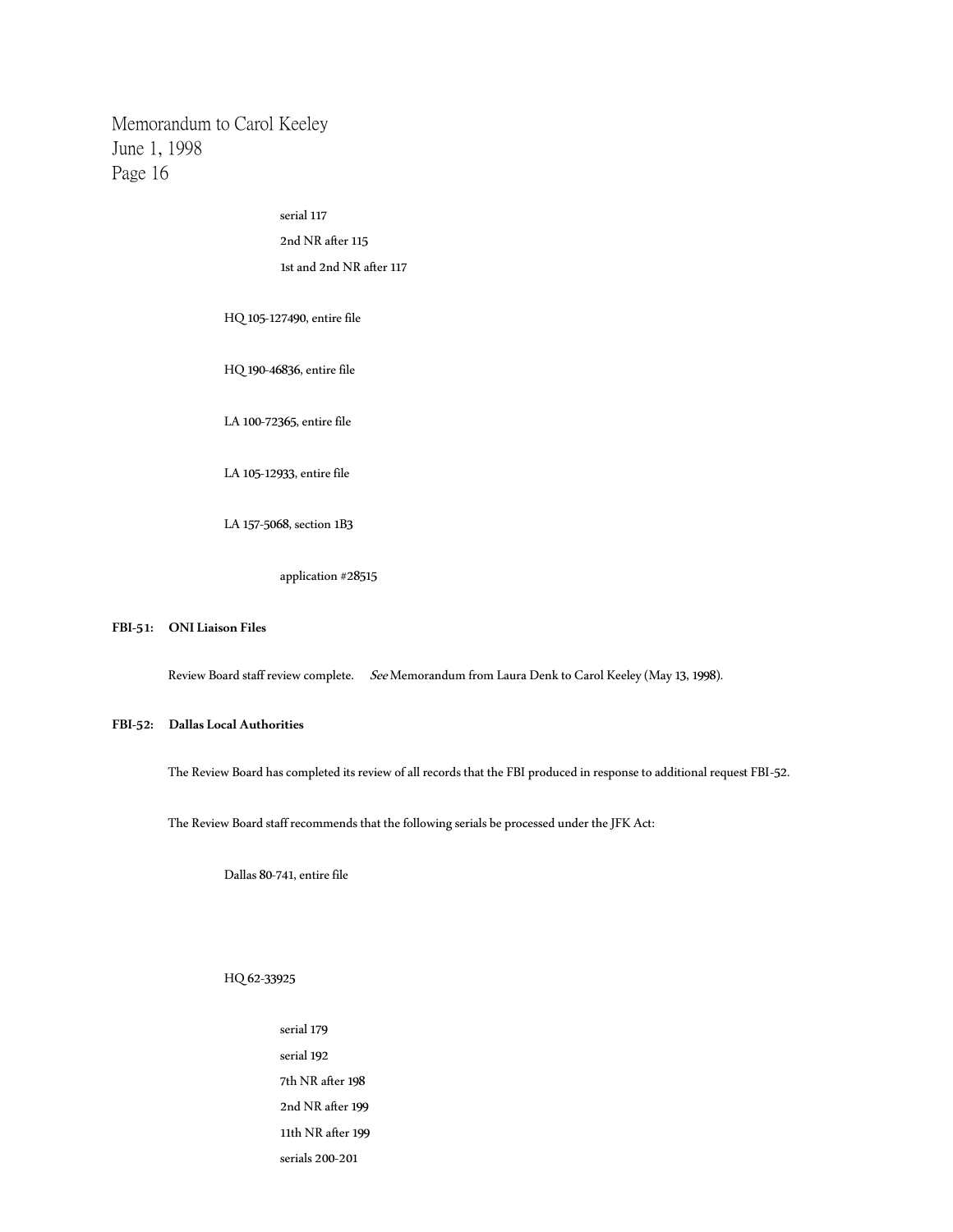serial 117

2nd NR after 115

1st and 2nd NR after 117

HQ 105-127490, entire file

HQ 190-46836, entire file

LA 100-72365, entire file

LA 105-12933, entire file

LA 157-5068, section 1B3

application #28515

**FBI-51: ONI Liaison Files**

Review Board staff review complete. *See* Memorandum from Laura Denk to Carol Keeley (May 13, 1998).

**FBI-52: Dallas Local Authorities**

The Review Board has completed its review of all records that the FBI produced in response to additional request FBI-52.

The Review Board staff recommends that the following serials be processed under the JFK Act:

Dallas 80-741, entire file

HQ 62-33925

serial 179

serial 192

7th NR after 198

2nd NR after 199

11th NR after 199

serials 200-201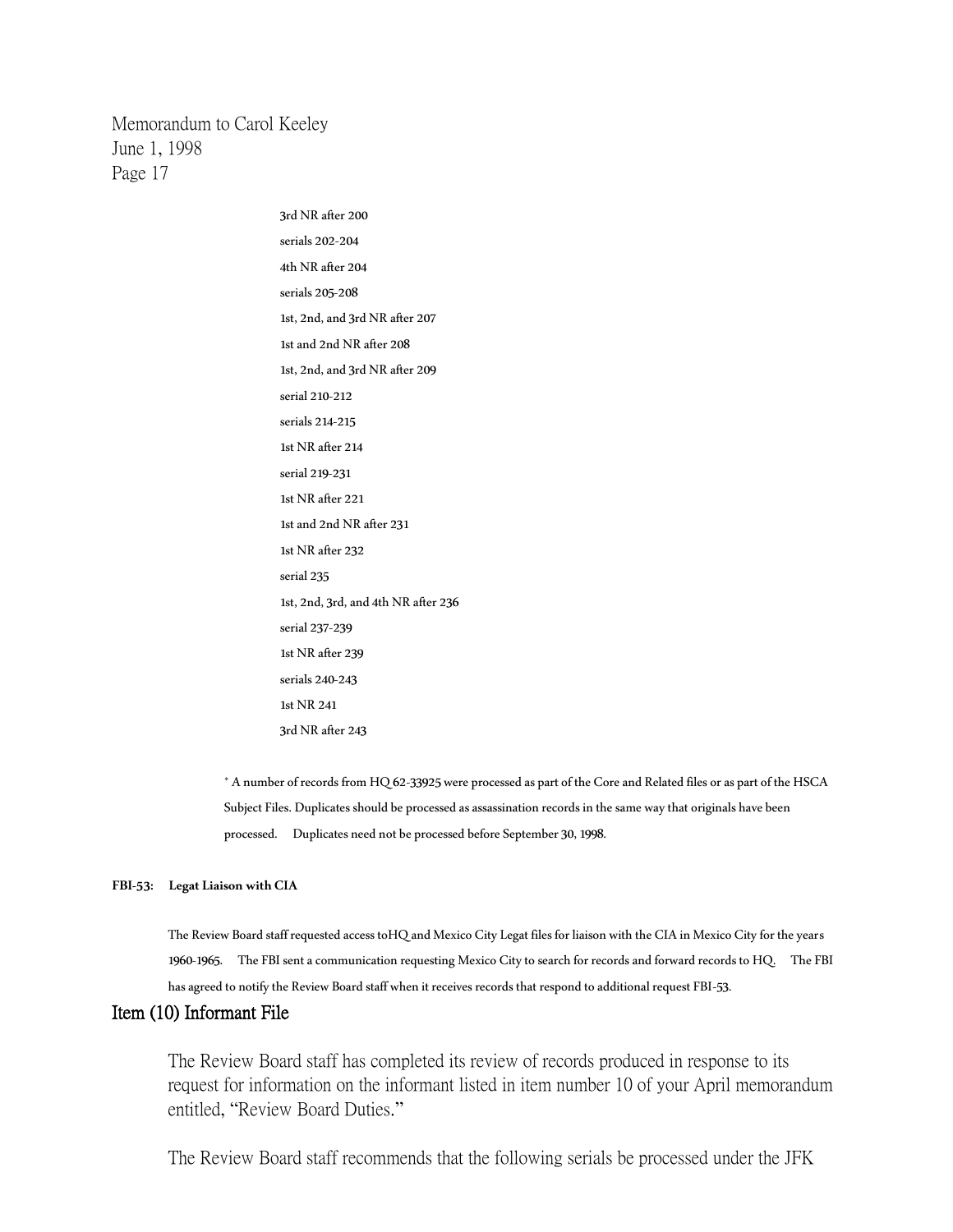3rd NR after 200

serials 202-204

4th NR after 204

serials 205-208

1st, 2nd, and 3rd NR after 207

1st and 2nd NR after 208

1st, 2nd, and 3rd NR after 209

serial 210-212

serials 214-215

1st NR after 214

serial 219-231

1st NR after 221

1st and 2nd NR after 231

1st NR after 232

serial 235

1st, 2nd, 3rd, and 4th NR after 236

serial 237-239

1st NR after 239

serials 240-243

1st NR 241

3rd NR after 243

* A number of records from HQ 62-33925 were processed as part of the Core and Related files or as part of the HSCA Subject Files. Duplicates should be processed as assassination records in the same way that originals have been processed. Duplicates need not be processed before September 30, 1998.

**FBI-53: Legat Liaison with CIA**

The Review Board staff requested access toHQ and Mexico City Legat files for liaison with the CIA in Mexico City for the years 1960-1965. The FBI sent a communication requesting Mexico City to search for records and forward records to HQ. The FBI has agreed to notify the Review Board staff when it receives records that respond to additional request FBI-53.

## Item (10) Informant File

The Review Board staff has completed its review of records produced in response to its request for information on the informant listed in item number 10 of your April memorandum entitled, "Review Board Duties."

The Review Board staff recommends that the following serials be processed under the JFK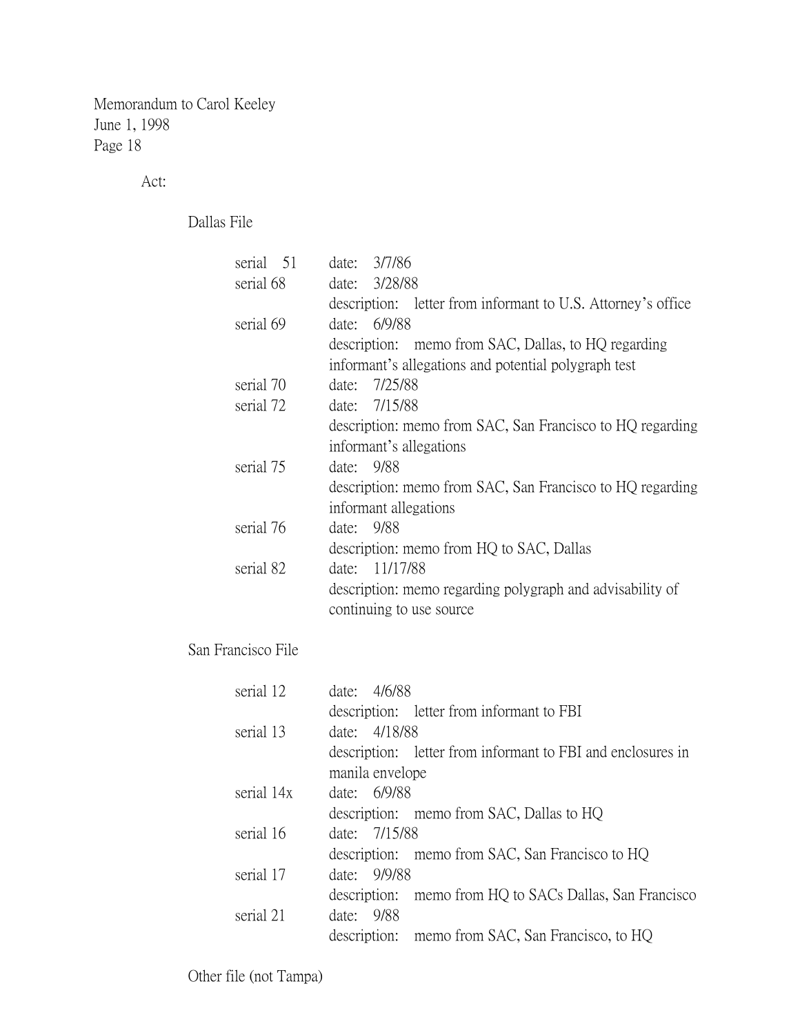Memorandum to Carol Keeley
June 1, 1998

Act:

Dallas File

- serial 51 — date: 3/7/86
- serial 68 — date: 3/28/88
  description: letter from informant to U.S. Attorney's office
- serial 69 — date: 6/9/88
  description: memo from SAC, Dallas, to HQ regarding informant's allegations and potential polygraph test
- serial 70 — date: 7/25/88
- serial 72 — date: 7/15/88
  description: memo from SAC, San Francisco to HQ regarding informant's allegations
- serial 75 — date: 9/88
  description: memo from SAC, San Francisco to HQ regarding informant allegations
- serial 76 — date: 9/88
  description: memo from HQ to SAC, Dallas
- serial 82 — date: 11/17/88
  description: memo regarding polygraph and advisability of continuing to use source

San Francisco File

- serial 12 — date: 4/6/88
  description: letter from informant to FBI
- serial 13 — date: 4/18/88
  description: letter from informant to FBI and enclosures in manila envelope
- serial 14x — date: 6/9/88
  description: memo from SAC, Dallas to HQ
- serial 16 — date: 7/15/88
  description: memo from SAC, San Francisco to HQ
- serial 17 — date: 9/9/88
  description: memo from HQ to SACs Dallas, San Francisco
- serial 21 — date: 9/88
  description: memo from SAC, San Francisco, to HQ

Other file (not Tampa)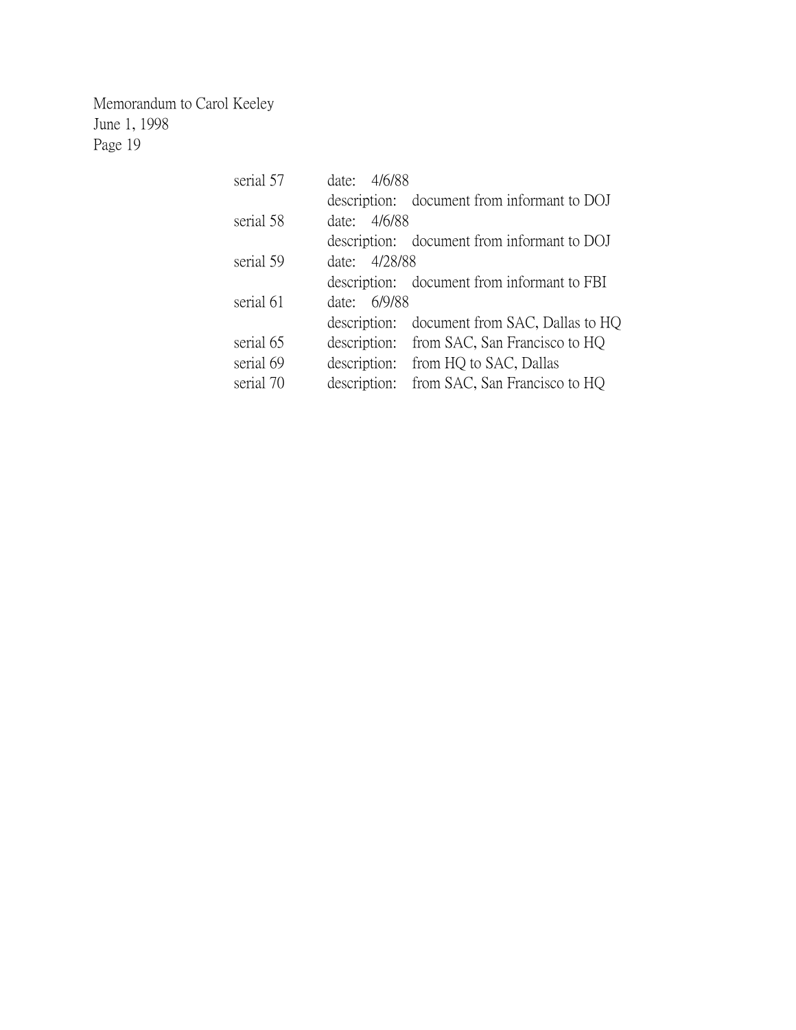serial 57  date: 4/6/88
description: document from informant to DOJ

serial 58  date: 4/6/88
description: document from informant to DOJ

serial 59  date: 4/28/88
description: document from informant to FBI

serial 61  date: 6/9/88
description: document from SAC, Dallas to HQ

serial 65  description: from SAC, San Francisco to HQ

serial 69  description: from HQ to SAC, Dallas

serial 70  description: from SAC, San Francisco to HQ